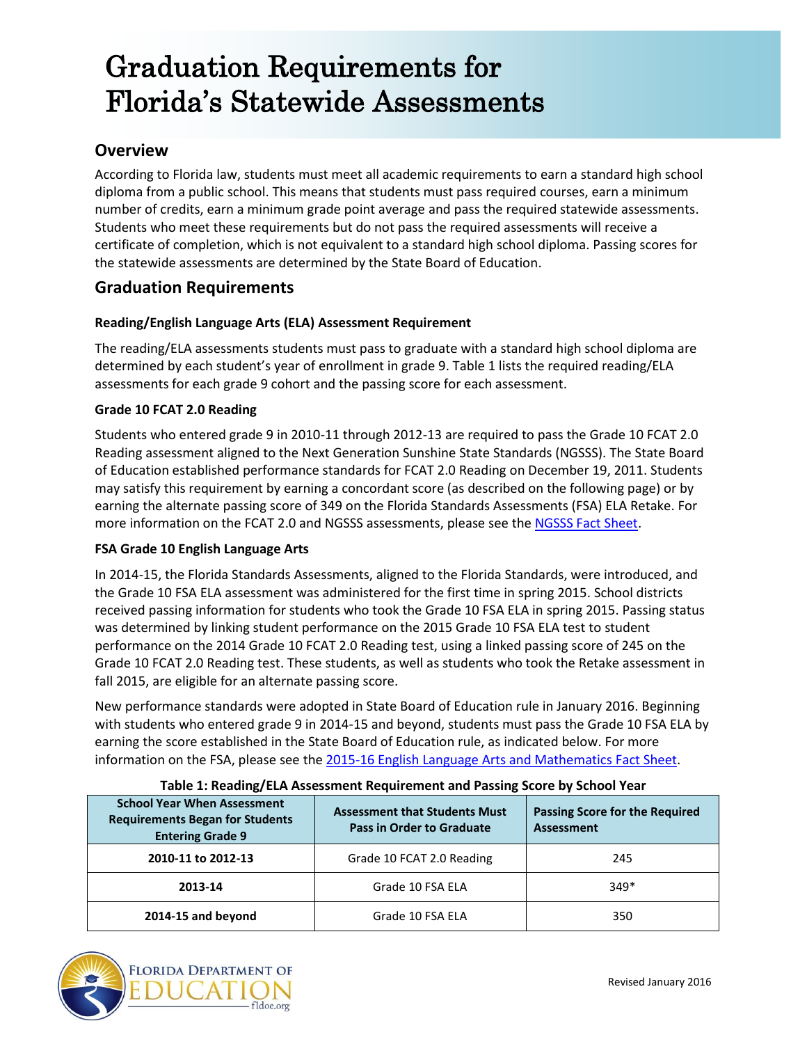# Graduation Requirements for Florida's Statewide Assessments

## Overview

According to Florida law, students must meet all academic requirements to earn a standard high school diploma from a public school. This means that students must pass required courses, earn a minimum number of credits, earn a minimum grade point average and pass the required statewide assessments. Students who meet these requirements but do not pass the required assessments will receive a certificate of completion, which is not equivalent to a standard high school diploma. Passing scores for the statewide assessments are determined by the State Board of Education.

## Graduation Requirements

### Reading/English Language Arts (ELA) Assessment Requirement

The reading/ELA assessments students must pass to graduate with a standard high school diploma are determined by each student's year of enrollment in grade 9. Table 1 lists the required reading/ELA assessments for each grade 9 cohort and the passing score for each assessment.

### Grade 10 FCAT 2.0 Reading

Students who entered grade 9 in 2010-11 through 2012-13 are required to pass the Grade 10 FCAT 2.0 Reading assessment aligned to the Next Generation Sunshine State Standards (NGSSS). The State Board of Education established performance standards for FCAT 2.0 Reading on December 19, 2011. Students may satisfy this requirement by earning a concordant score (as described on the following page) or by earning the alternate passing score of 349 on the Florida Standards Assessments (FSA) ELA Retake. For more information on the FCAT 2.0 and NGSSS assessments, please see the NGSSS Fact Sheet.

### FSA Grade 10 English Language Arts

In 2014-15, the Florida Standards Assessments, aligned to the Florida Standards, were introduced, and the Grade 10 FSA ELA assessment was administered for the first time in spring 2015. School districts received passing information for students who took the Grade 10 FSA ELA in spring 2015. Passing status was determined by linking student performance on the 2015 Grade 10 FSA ELA test to student performance on the 2014 Grade 10 FCAT 2.0 Reading test, using a linked passing score of 245 on the Grade 10 FCAT 2.0 Reading test. These students, as well as students who took the Retake assessment in fall 2015, are eligible for an alternate passing score.

New performance standards were adopted in State Board of Education rule in January 2016. Beginning with students who entered grade 9 in 2014-15 and beyond, students must pass the Grade 10 FSA ELA by earning the score established in the State Board of Education rule, as indicated below. For more information on the FSA, please see the 2015-16 English Language Arts and Mathematics Fact Sheet.

**Table 1: Reading/ELA Assessment Requirement and Passing Score by School Year**

| School Year When Assessment Requirements Began for Students Entering Grade 9 | Assessment that Students Must Pass in Order to Graduate | Passing Score for the Required Assessment |
|---|---|---|
| **2010-11 to 2012-13** | Grade 10 FCAT 2.0 Reading | 245 |
| **2013-14** | Grade 10 FSA ELA | 349* |
| **2014-15 and beyond** | Grade 10 FSA ELA | 350 |

Revised January 2016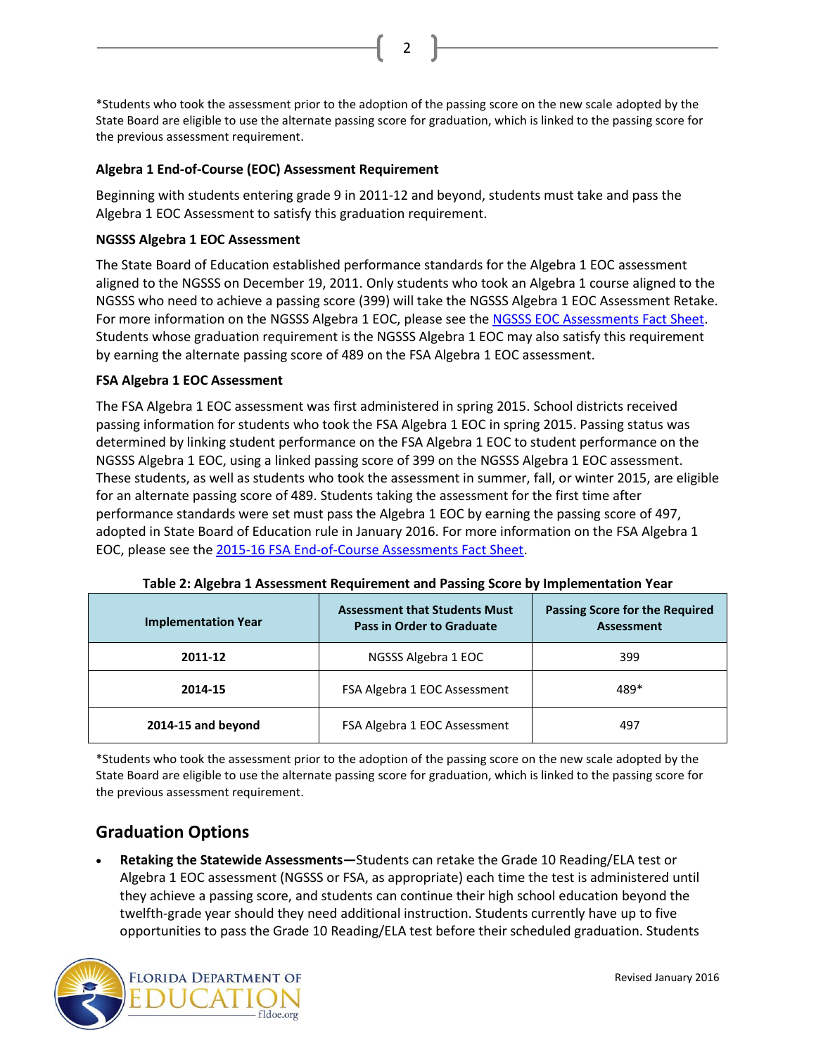*Students who took the assessment prior to the adoption of the passing score on the new scale adopted by the State Board are eligible to use the alternate passing score for graduation, which is linked to the passing score for the previous assessment requirement.

**Algebra 1 End-of-Course (EOC) Assessment Requirement**

Beginning with students entering grade 9 in 2011-12 and beyond, students must take and pass the Algebra 1 EOC Assessment to satisfy this graduation requirement.

**NGSSS Algebra 1 EOC Assessment**

The State Board of Education established performance standards for the Algebra 1 EOC assessment aligned to the NGSSS on December 19, 2011. Only students who took an Algebra 1 course aligned to the NGSSS who need to achieve a passing score (399) will take the NGSSS Algebra 1 EOC Assessment Retake. For more information on the NGSSS Algebra 1 EOC, please see the NGSSS EOC Assessments Fact Sheet. Students whose graduation requirement is the NGSSS Algebra 1 EOC may also satisfy this requirement by earning the alternate passing score of 489 on the FSA Algebra 1 EOC assessment.

**FSA Algebra 1 EOC Assessment**

The FSA Algebra 1 EOC assessment was first administered in spring 2015. School districts received passing information for students who took the FSA Algebra 1 EOC in spring 2015. Passing status was determined by linking student performance on the FSA Algebra 1 EOC to student performance on the NGSSS Algebra 1 EOC, using a linked passing score of 399 on the NGSSS Algebra 1 EOC assessment. These students, as well as students who took the assessment in summer, fall, or winter 2015, are eligible for an alternate passing score of 489. Students taking the assessment for the first time after performance standards were set must pass the Algebra 1 EOC by earning the passing score of 497, adopted in State Board of Education rule in January 2016. For more information on the FSA Algebra 1 EOC, please see the 2015-16 FSA End-of-Course Assessments Fact Sheet.

**Table 2: Algebra 1 Assessment Requirement and Passing Score by Implementation Year**

| Implementation Year | Assessment that Students Must Pass in Order to Graduate | Passing Score for the Required Assessment |
|---|---|---|
| **2011-12** | NGSSS Algebra 1 EOC | 399 |
| **2014-15** | FSA Algebra 1 EOC Assessment | 489* |
| **2014-15 and beyond** | FSA Algebra 1 EOC Assessment | 497 |

*Students who took the assessment prior to the adoption of the passing score on the new scale adopted by the State Board are eligible to use the alternate passing score for graduation, which is linked to the passing score for the previous assessment requirement.

## Graduation Options

- **Retaking the Statewide Assessments—**Students can retake the Grade 10 Reading/ELA test or Algebra 1 EOC assessment (NGSSS or FSA, as appropriate) each time the test is administered until they achieve a passing score, and students can continue their high school education beyond the twelfth-grade year should they need additional instruction. Students currently have up to five opportunities to pass the Grade 10 Reading/ELA test before their scheduled graduation. Students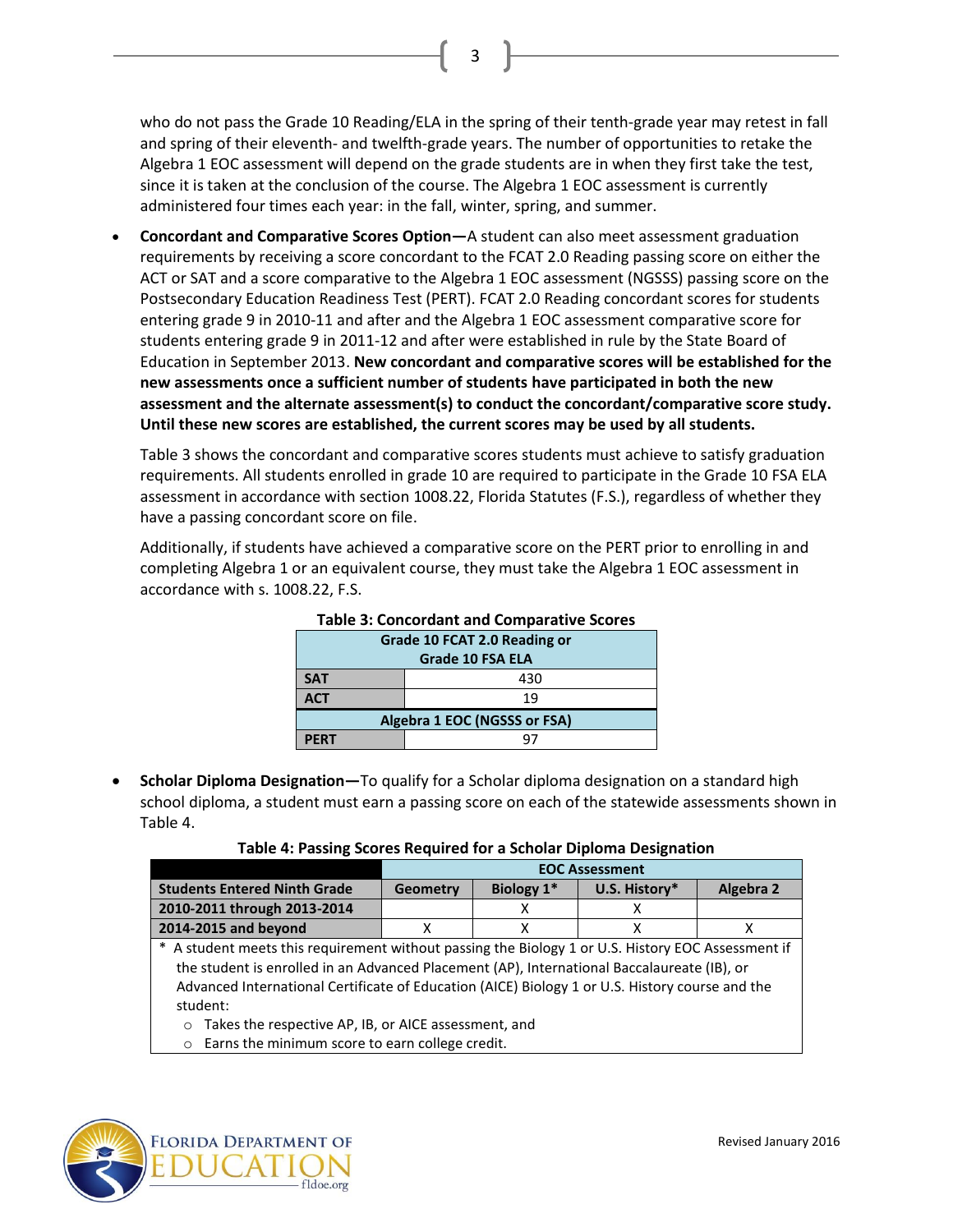who do not pass the Grade 10 Reading/ELA in the spring of their tenth-grade year may retest in fall and spring of their eleventh- and twelfth-grade years. The number of opportunities to retake the Algebra 1 EOC assessment will depend on the grade students are in when they first take the test, since it is taken at the conclusion of the course. The Algebra 1 EOC assessment is currently administered four times each year: in the fall, winter, spring, and summer.

- **Concordant and Comparative Scores Option—**A student can also meet assessment graduation requirements by receiving a score concordant to the FCAT 2.0 Reading passing score on either the ACT or SAT and a score comparative to the Algebra 1 EOC assessment (NGSSS) passing score on the Postsecondary Education Readiness Test (PERT). FCAT 2.0 Reading concordant scores for students entering grade 9 in 2010-11 and after and the Algebra 1 EOC assessment comparative score for students entering grade 9 in 2011-12 and after were established in rule by the State Board of Education in September 2013. **New concordant and comparative scores will be established for the new assessments once a sufficient number of students have participated in both the new assessment and the alternate assessment(s) to conduct the concordant/comparative score study. Until these new scores are established, the current scores may be used by all students.**

  Table 3 shows the concordant and comparative scores students must achieve to satisfy graduation requirements. All students enrolled in grade 10 are required to participate in the Grade 10 FSA ELA assessment in accordance with section 1008.22, Florida Statutes (F.S.), regardless of whether they have a passing concordant score on file.

  Additionally, if students have achieved a comparative score on the PERT prior to enrolling in and completing Algebra 1 or an equivalent course, they must take the Algebra 1 EOC assessment in accordance with s. 1008.22, F.S.

**Table 3: Concordant and Comparative Scores**

| Grade 10 FCAT 2.0 Reading or Grade 10 FSA ELA | |
|---|---|
| **SAT** | 430 |
| **ACT** | 19 |
| **Algebra 1 EOC (NGSSS or FSA)** | |
| **PERT** | 97 |

- **Scholar Diploma Designation—**To qualify for a Scholar diploma designation on a standard high school diploma, a student must earn a passing score on each of the statewide assessments shown in Table 4.

**Table 4: Passing Scores Required for a Scholar Diploma Designation**

| | EOC Assessment | | | |
|---|---|---|---|---|
| **Students Entered Ninth Grade** | **Geometry** | **Biology 1*** | **U.S. History*** | **Algebra 2** |
| **2010-2011 through 2013-2014** | | X | X | |
| **2014-2015 and beyond** | X | X | X | X |

\* A student meets this requirement without passing the Biology 1 or U.S. History EOC Assessment if the student is enrolled in an Advanced Placement (AP), International Baccalaureate (IB), or Advanced International Certificate of Education (AICE) Biology 1 or U.S. History course and the student:

- Takes the respective AP, IB, or AICE assessment, and
- Earns the minimum score to earn college credit.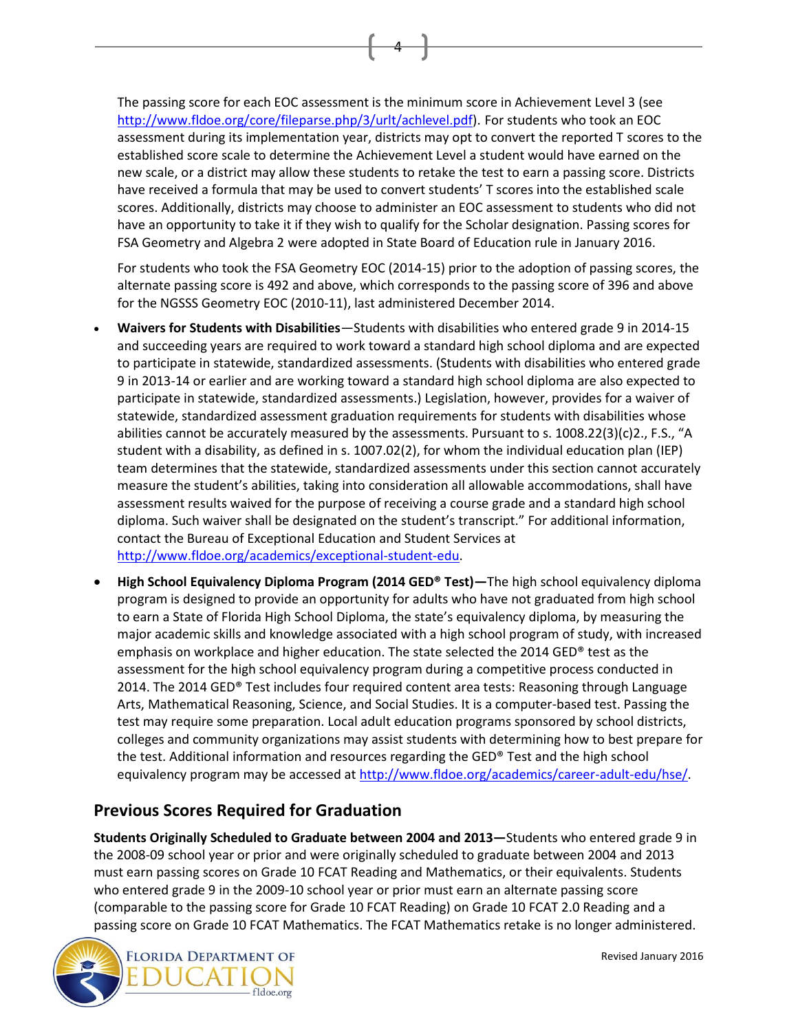The passing score for each EOC assessment is the minimum score in Achievement Level 3 (see http://www.fldoe.org/core/fileparse.php/3/urlt/achlevel.pdf). For students who took an EOC assessment during its implementation year, districts may opt to convert the reported T scores to the established score scale to determine the Achievement Level a student would have earned on the new scale, or a district may allow these students to retake the test to earn a passing score. Districts have received a formula that may be used to convert students' T scores into the established scale scores. Additionally, districts may choose to administer an EOC assessment to students who did not have an opportunity to take it if they wish to qualify for the Scholar designation. Passing scores for FSA Geometry and Algebra 2 were adopted in State Board of Education rule in January 2016.

For students who took the FSA Geometry EOC (2014-15) prior to the adoption of passing scores, the alternate passing score is 492 and above, which corresponds to the passing score of 396 and above for the NGSSS Geometry EOC (2010-11), last administered December 2014.

- **Waivers for Students with Disabilities**—Students with disabilities who entered grade 9 in 2014-15 and succeeding years are required to work toward a standard high school diploma and are expected to participate in statewide, standardized assessments. (Students with disabilities who entered grade 9 in 2013-14 or earlier and are working toward a standard high school diploma are also expected to participate in statewide, standardized assessments.) Legislation, however, provides for a waiver of statewide, standardized assessment graduation requirements for students with disabilities whose abilities cannot be accurately measured by the assessments. Pursuant to s. 1008.22(3)(c)2., F.S., "A student with a disability, as defined in s. 1007.02(2), for whom the individual education plan (IEP) team determines that the statewide, standardized assessments under this section cannot accurately measure the student's abilities, taking into consideration all allowable accommodations, shall have assessment results waived for the purpose of receiving a course grade and a standard high school diploma. Such waiver shall be designated on the student's transcript." For additional information, contact the Bureau of Exceptional Education and Student Services at http://www.fldoe.org/academics/exceptional-student-edu.

- **High School Equivalency Diploma Program (2014 GED® Test)—**The high school equivalency diploma program is designed to provide an opportunity for adults who have not graduated from high school to earn a State of Florida High School Diploma, the state's equivalency diploma, by measuring the major academic skills and knowledge associated with a high school program of study, with increased emphasis on workplace and higher education. The state selected the 2014 GED® test as the assessment for the high school equivalency program during a competitive process conducted in 2014. The 2014 GED® Test includes four required content area tests: Reasoning through Language Arts, Mathematical Reasoning, Science, and Social Studies. It is a computer-based test. Passing the test may require some preparation. Local adult education programs sponsored by school districts, colleges and community organizations may assist students with determining how to best prepare for the test. Additional information and resources regarding the GED® Test and the high school equivalency program may be accessed at http://www.fldoe.org/academics/career-adult-edu/hse/.

## Previous Scores Required for Graduation

**Students Originally Scheduled to Graduate between 2004 and 2013—**Students who entered grade 9 in the 2008-09 school year or prior and were originally scheduled to graduate between 2004 and 2013 must earn passing scores on Grade 10 FCAT Reading and Mathematics, or their equivalents. Students who entered grade 9 in the 2009-10 school year or prior must earn an alternate passing score (comparable to the passing score for Grade 10 FCAT Reading) on Grade 10 FCAT 2.0 Reading and a passing score on Grade 10 FCAT Mathematics. The FCAT Mathematics retake is no longer administered.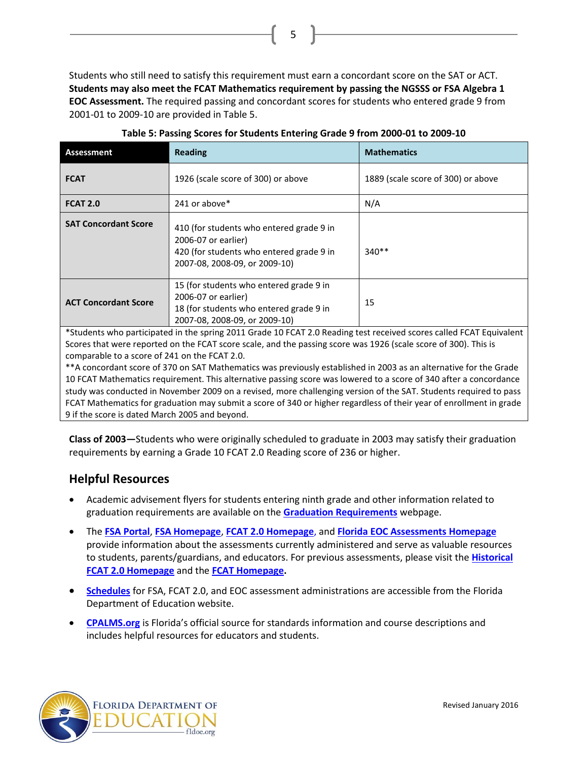Students who still need to satisfy this requirement must earn a concordant score on the SAT or ACT. **Students may also meet the FCAT Mathematics requirement by passing the NGSSS or FSA Algebra 1 EOC Assessment.** The required passing and concordant scores for students who entered grade 9 from 2001-01 to 2009-10 are provided in Table 5.

**Table 5: Passing Scores for Students Entering Grade 9 from 2000-01 to 2009-10**

| Assessment | Reading | Mathematics |
|---|---|---|
| **FCAT** | 1926 (scale score of 300) or above | 1889 (scale score of 300) or above |
| **FCAT 2.0** | 241 or above* | N/A |
| **SAT Concordant Score** | 410 (for students who entered grade 9 in 2006-07 or earlier)<br>420 (for students who entered grade 9 in 2007-08, 2008-09, or 2009-10) | 340** |
| **ACT Concordant Score** | 15 (for students who entered grade 9 in 2006-07 or earlier)<br>18 (for students who entered grade 9 in 2007-08, 2008-09, or 2009-10) | 15 |

*Students who participated in the spring 2011 Grade 10 FCAT 2.0 Reading test received scores called FCAT Equivalent Scores that were reported on the FCAT score scale, and the passing score was 1926 (scale score of 300). This is comparable to a score of 241 on the FCAT 2.0.

**A concordant score of 370 on SAT Mathematics was previously established in 2003 as an alternative for the Grade 10 FCAT Mathematics requirement. This alternative passing score was lowered to a score of 340 after a concordance study was conducted in November 2009 on a revised, more challenging version of the SAT. Students required to pass FCAT Mathematics for graduation may submit a score of 340 or higher regardless of their year of enrollment in grade 9 if the score is dated March 2005 and beyond.

**Class of 2003—**Students who were originally scheduled to graduate in 2003 may satisfy their graduation requirements by earning a Grade 10 FCAT 2.0 Reading score of 236 or higher.

## Helpful Resources

- Academic advisement flyers for students entering ninth grade and other information related to graduation requirements are available on the **Graduation Requirements** webpage.
- The **FSA Portal**, **FSA Homepage**, **FCAT 2.0 Homepage**, and **Florida EOC Assessments Homepage** provide information about the assessments currently administered and serve as valuable resources to students, parents/guardians, and educators. For previous assessments, please visit the **Historical FCAT 2.0 Homepage** and the **FCAT Homepage.**
- **Schedules** for FSA, FCAT 2.0, and EOC assessment administrations are accessible from the Florida Department of Education website.
- **CPALMS.org** is Florida's official source for standards information and course descriptions and includes helpful resources for educators and students.

Revised January 2016